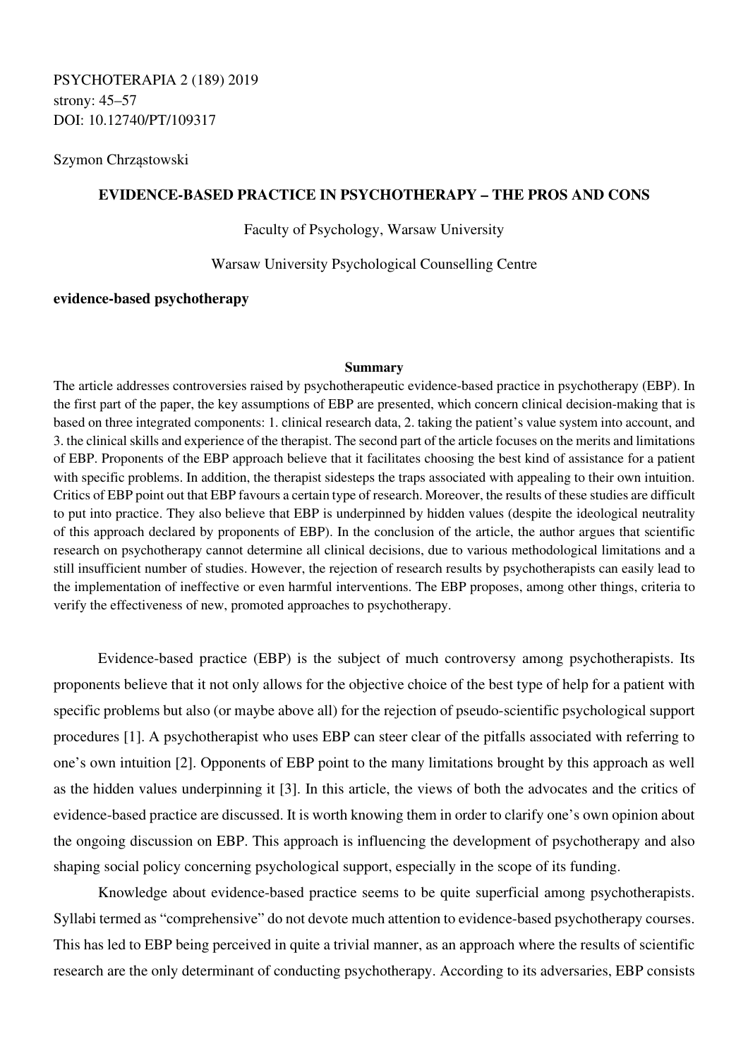PSYCHOTERAPIA 2 (189) 2019
strony: 45–57
DOI: 10.12740/PT/109317

Szymon Chrząstowski

# EVIDENCE-BASED PRACTICE IN PSYCHOTHERAPY – THE PROS AND CONS

Faculty of Psychology, Warsaw University

Warsaw University Psychological Counselling Centre

**evidence-based psychotherapy**

## Summary

The article addresses controversies raised by psychotherapeutic evidence-based practice in psychotherapy (EBP). In the first part of the paper, the key assumptions of EBP are presented, which concern clinical decision-making that is based on three integrated components: 1. clinical research data, 2. taking the patient's value system into account, and 3. the clinical skills and experience of the therapist. The second part of the article focuses on the merits and limitations of EBP. Proponents of the EBP approach believe that it facilitates choosing the best kind of assistance for a patient with specific problems. In addition, the therapist sidesteps the traps associated with appealing to their own intuition. Critics of EBP point out that EBP favours a certain type of research. Moreover, the results of these studies are difficult to put into practice. They also believe that EBP is underpinned by hidden values (despite the ideological neutrality of this approach declared by proponents of EBP). In the conclusion of the article, the author argues that scientific research on psychotherapy cannot determine all clinical decisions, due to various methodological limitations and a still insufficient number of studies. However, the rejection of research results by psychotherapists can easily lead to the implementation of ineffective or even harmful interventions. The EBP proposes, among other things, criteria to verify the effectiveness of new, promoted approaches to psychotherapy.

Evidence-based practice (EBP) is the subject of much controversy among psychotherapists. Its proponents believe that it not only allows for the objective choice of the best type of help for a patient with specific problems but also (or maybe above all) for the rejection of pseudo-scientific psychological support procedures [1]. A psychotherapist who uses EBP can steer clear of the pitfalls associated with referring to one's own intuition [2]. Opponents of EBP point to the many limitations brought by this approach as well as the hidden values underpinning it [3]. In this article, the views of both the advocates and the critics of evidence-based practice are discussed. It is worth knowing them in order to clarify one's own opinion about the ongoing discussion on EBP. This approach is influencing the development of psychotherapy and also shaping social policy concerning psychological support, especially in the scope of its funding.

Knowledge about evidence-based practice seems to be quite superficial among psychotherapists. Syllabi termed as "comprehensive" do not devote much attention to evidence-based psychotherapy courses. This has led to EBP being perceived in quite a trivial manner, as an approach where the results of scientific research are the only determinant of conducting psychotherapy. According to its adversaries, EBP consists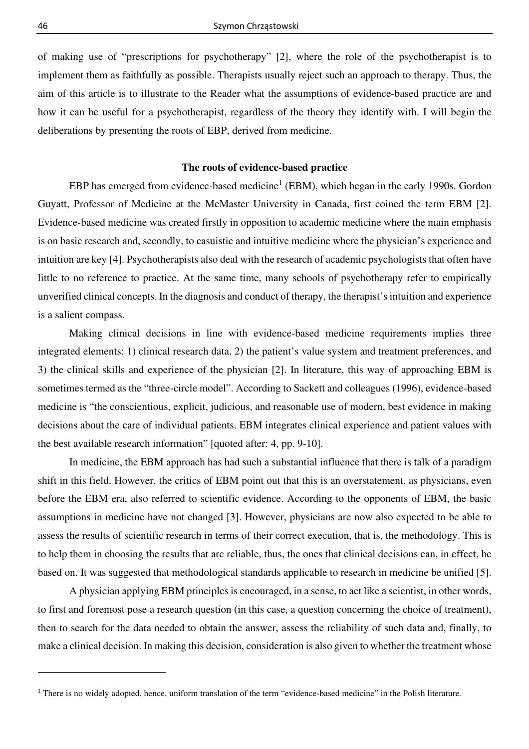of making use of "prescriptions for psychotherapy" [2], where the role of the psychotherapist is to implement them as faithfully as possible. Therapists usually reject such an approach to therapy. Thus, the aim of this article is to illustrate to the Reader what the assumptions of evidence-based practice are and how it can be useful for a psychotherapist, regardless of the theory they identify with. I will begin the deliberations by presenting the roots of EBP, derived from medicine.

## The roots of evidence-based practice

EBP has emerged from evidence-based medicine[1] (EBM), which began in the early 1990s. Gordon Guyatt, Professor of Medicine at the McMaster University in Canada, first coined the term EBM [2]. Evidence-based medicine was created firstly in opposition to academic medicine where the main emphasis is on basic research and, secondly, to casuistic and intuitive medicine where the physician's experience and intuition are key [4]. Psychotherapists also deal with the research of academic psychologists that often have little to no reference to practice. At the same time, many schools of psychotherapy refer to empirically unverified clinical concepts. In the diagnosis and conduct of therapy, the therapist's intuition and experience is a salient compass.

Making clinical decisions in line with evidence-based medicine requirements implies three integrated elements: 1) clinical research data, 2) the patient's value system and treatment preferences, and 3) the clinical skills and experience of the physician [2]. In literature, this way of approaching EBM is sometimes termed as the "three-circle model". According to Sackett and colleagues (1996), evidence-based medicine is "the conscientious, explicit, judicious, and reasonable use of modern, best evidence in making decisions about the care of individual patients. EBM integrates clinical experience and patient values with the best available research information" [quoted after: 4, pp. 9-10].

In medicine, the EBM approach has had such a substantial influence that there is talk of a paradigm shift in this field. However, the critics of EBM point out that this is an overstatement, as physicians, even before the EBM era, also referred to scientific evidence. According to the opponents of EBM, the basic assumptions in medicine have not changed [3]. However, physicians are now also expected to be able to assess the results of scientific research in terms of their correct execution, that is, the methodology. This is to help them in choosing the results that are reliable, thus, the ones that clinical decisions can, in effect, be based on. It was suggested that methodological standards applicable to research in medicine be unified [5].

A physician applying EBM principles is encouraged, in a sense, to act like a scientist, in other words, to first and foremost pose a research question (in this case, a question concerning the choice of treatment), then to search for the data needed to obtain the answer, assess the reliability of such data and, finally, to make a clinical decision. In making this decision, consideration is also given to whether the treatment whose

---

[1] There is no widely adopted, hence, uniform translation of the term "evidence-based medicine" in the Polish literature.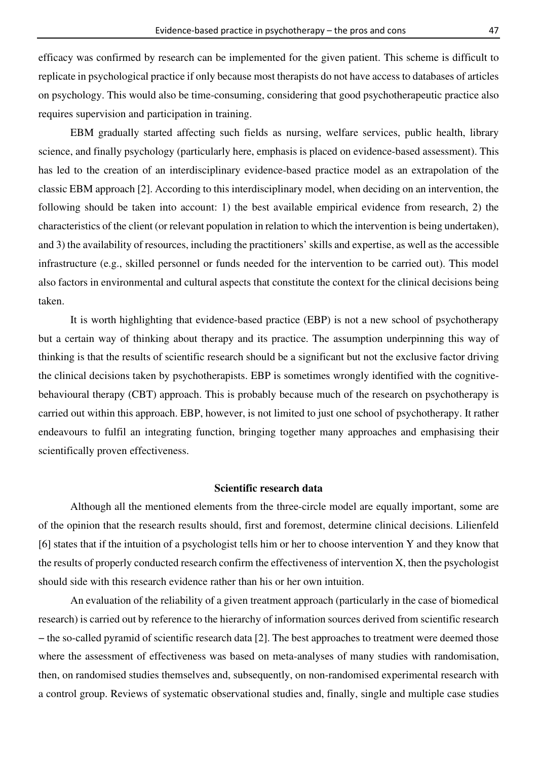efficacy was confirmed by research can be implemented for the given patient. This scheme is difficult to replicate in psychological practice if only because most therapists do not have access to databases of articles on psychology. This would also be time-consuming, considering that good psychotherapeutic practice also requires supervision and participation in training.

EBM gradually started affecting such fields as nursing, welfare services, public health, library science, and finally psychology (particularly here, emphasis is placed on evidence-based assessment). This has led to the creation of an interdisciplinary evidence-based practice model as an extrapolation of the classic EBM approach [2]. According to this interdisciplinary model, when deciding on an intervention, the following should be taken into account: 1) the best available empirical evidence from research, 2) the characteristics of the client (or relevant population in relation to which the intervention is being undertaken), and 3) the availability of resources, including the practitioners' skills and expertise, as well as the accessible infrastructure (e.g., skilled personnel or funds needed for the intervention to be carried out). This model also factors in environmental and cultural aspects that constitute the context for the clinical decisions being taken.

It is worth highlighting that evidence-based practice (EBP) is not a new school of psychotherapy but a certain way of thinking about therapy and its practice. The assumption underpinning this way of thinking is that the results of scientific research should be a significant but not the exclusive factor driving the clinical decisions taken by psychotherapists. EBP is sometimes wrongly identified with the cognitive-behavioural therapy (CBT) approach. This is probably because much of the research on psychotherapy is carried out within this approach. EBP, however, is not limited to just one school of psychotherapy. It rather endeavours to fulfil an integrating function, bringing together many approaches and emphasising their scientifically proven effectiveness.

## Scientific research data

Although all the mentioned elements from the three-circle model are equally important, some are of the opinion that the research results should, first and foremost, determine clinical decisions. Lilienfeld [6] states that if the intuition of a psychologist tells him or her to choose intervention Y and they know that the results of properly conducted research confirm the effectiveness of intervention X, then the psychologist should side with this research evidence rather than his or her own intuition.

An evaluation of the reliability of a given treatment approach (particularly in the case of biomedical research) is carried out by reference to the hierarchy of information sources derived from scientific research – the so-called pyramid of scientific research data [2]. The best approaches to treatment were deemed those where the assessment of effectiveness was based on meta-analyses of many studies with randomisation, then, on randomised studies themselves and, subsequently, on non-randomised experimental research with a control group. Reviews of systematic observational studies and, finally, single and multiple case studies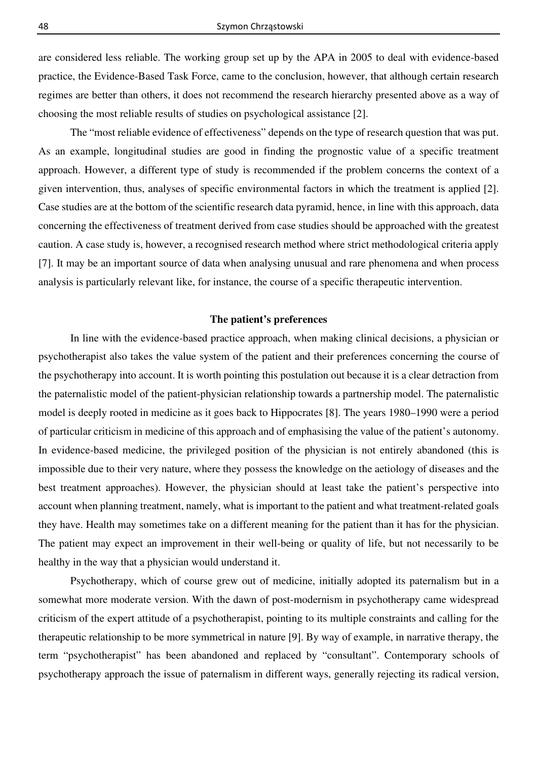are considered less reliable. The working group set up by the APA in 2005 to deal with evidence-based practice, the Evidence-Based Task Force, came to the conclusion, however, that although certain research regimes are better than others, it does not recommend the research hierarchy presented above as a way of choosing the most reliable results of studies on psychological assistance [2].

The "most reliable evidence of effectiveness" depends on the type of research question that was put. As an example, longitudinal studies are good in finding the prognostic value of a specific treatment approach. However, a different type of study is recommended if the problem concerns the context of a given intervention, thus, analyses of specific environmental factors in which the treatment is applied [2]. Case studies are at the bottom of the scientific research data pyramid, hence, in line with this approach, data concerning the effectiveness of treatment derived from case studies should be approached with the greatest caution. A case study is, however, a recognised research method where strict methodological criteria apply [7]. It may be an important source of data when analysing unusual and rare phenomena and when process analysis is particularly relevant like, for instance, the course of a specific therapeutic intervention.

## The patient's preferences

In line with the evidence-based practice approach, when making clinical decisions, a physician or psychotherapist also takes the value system of the patient and their preferences concerning the course of the psychotherapy into account. It is worth pointing this postulation out because it is a clear detraction from the paternalistic model of the patient-physician relationship towards a partnership model. The paternalistic model is deeply rooted in medicine as it goes back to Hippocrates [8]. The years 1980–1990 were a period of particular criticism in medicine of this approach and of emphasising the value of the patient's autonomy. In evidence-based medicine, the privileged position of the physician is not entirely abandoned (this is impossible due to their very nature, where they possess the knowledge on the aetiology of diseases and the best treatment approaches). However, the physician should at least take the patient's perspective into account when planning treatment, namely, what is important to the patient and what treatment-related goals they have. Health may sometimes take on a different meaning for the patient than it has for the physician. The patient may expect an improvement in their well-being or quality of life, but not necessarily to be healthy in the way that a physician would understand it.

Psychotherapy, which of course grew out of medicine, initially adopted its paternalism but in a somewhat more moderate version. With the dawn of post-modernism in psychotherapy came widespread criticism of the expert attitude of a psychotherapist, pointing to its multiple constraints and calling for the therapeutic relationship to be more symmetrical in nature [9]. By way of example, in narrative therapy, the term "psychotherapist" has been abandoned and replaced by "consultant". Contemporary schools of psychotherapy approach the issue of paternalism in different ways, generally rejecting its radical version,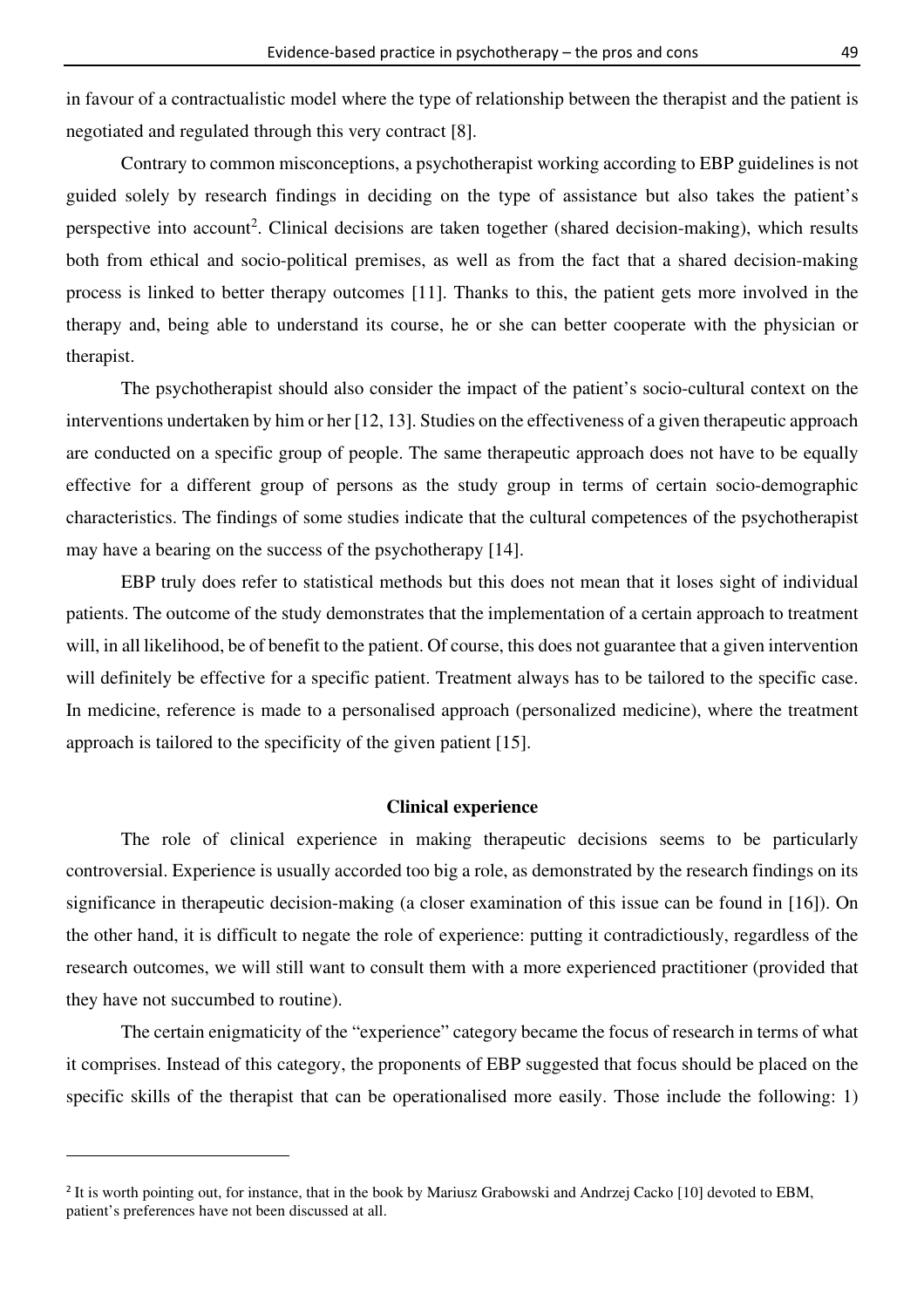in favour of a contractualistic model where the type of relationship between the therapist and the patient is negotiated and regulated through this very contract [8].

Contrary to common misconceptions, a psychotherapist working according to EBP guidelines is not guided solely by research findings in deciding on the type of assistance but also takes the patient's perspective into account[2]. Clinical decisions are taken together (shared decision-making), which results both from ethical and socio-political premises, as well as from the fact that a shared decision-making process is linked to better therapy outcomes [11]. Thanks to this, the patient gets more involved in the therapy and, being able to understand its course, he or she can better cooperate with the physician or therapist.

The psychotherapist should also consider the impact of the patient's socio-cultural context on the interventions undertaken by him or her [12, 13]. Studies on the effectiveness of a given therapeutic approach are conducted on a specific group of people. The same therapeutic approach does not have to be equally effective for a different group of persons as the study group in terms of certain socio-demographic characteristics. The findings of some studies indicate that the cultural competences of the psychotherapist may have a bearing on the success of the psychotherapy [14].

EBP truly does refer to statistical methods but this does not mean that it loses sight of individual patients. The outcome of the study demonstrates that the implementation of a certain approach to treatment will, in all likelihood, be of benefit to the patient. Of course, this does not guarantee that a given intervention will definitely be effective for a specific patient. Treatment always has to be tailored to the specific case. In medicine, reference is made to a personalised approach (personalized medicine), where the treatment approach is tailored to the specificity of the given patient [15].

## Clinical experience

The role of clinical experience in making therapeutic decisions seems to be particularly controversial. Experience is usually accorded too big a role, as demonstrated by the research findings on its significance in therapeutic decision-making (a closer examination of this issue can be found in [16]). On the other hand, it is difficult to negate the role of experience: putting it contradictiously, regardless of the research outcomes, we will still want to consult them with a more experienced practitioner (provided that they have not succumbed to routine).

The certain enigmaticity of the "experience" category became the focus of research in terms of what it comprises. Instead of this category, the proponents of EBP suggested that focus should be placed on the specific skills of the therapist that can be operationalised more easily. Those include the following: 1)

---

[2] It is worth pointing out, for instance, that in the book by Mariusz Grabowski and Andrzej Cacko [10] devoted to EBM, patient's preferences have not been discussed at all.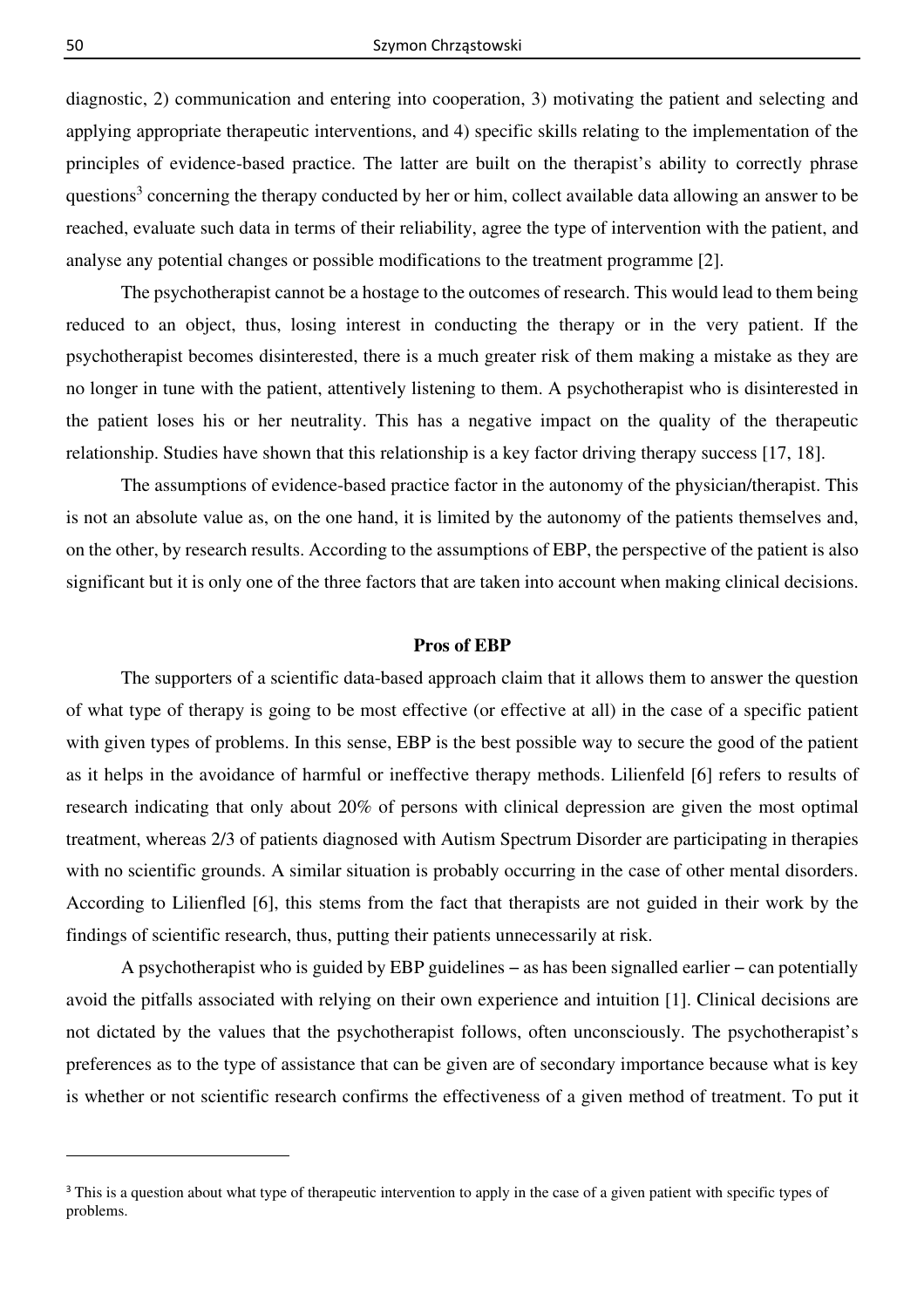diagnostic, 2) communication and entering into cooperation, 3) motivating the patient and selecting and applying appropriate therapeutic interventions, and 4) specific skills relating to the implementation of the principles of evidence-based practice. The latter are built on the therapist's ability to correctly phrase questions[3] concerning the therapy conducted by her or him, collect available data allowing an answer to be reached, evaluate such data in terms of their reliability, agree the type of intervention with the patient, and analyse any potential changes or possible modifications to the treatment programme [2].

The psychotherapist cannot be a hostage to the outcomes of research. This would lead to them being reduced to an object, thus, losing interest in conducting the therapy or in the very patient. If the psychotherapist becomes disinterested, there is a much greater risk of them making a mistake as they are no longer in tune with the patient, attentively listening to them. A psychotherapist who is disinterested in the patient loses his or her neutrality. This has a negative impact on the quality of the therapeutic relationship. Studies have shown that this relationship is a key factor driving therapy success [17, 18].

The assumptions of evidence-based practice factor in the autonomy of the physician/therapist. This is not an absolute value as, on the one hand, it is limited by the autonomy of the patients themselves and, on the other, by research results. According to the assumptions of EBP, the perspective of the patient is also significant but it is only one of the three factors that are taken into account when making clinical decisions.

## Pros of EBP

The supporters of a scientific data-based approach claim that it allows them to answer the question of what type of therapy is going to be most effective (or effective at all) in the case of a specific patient with given types of problems. In this sense, EBP is the best possible way to secure the good of the patient as it helps in the avoidance of harmful or ineffective therapy methods. Lilienfeld [6] refers to results of research indicating that only about 20% of persons with clinical depression are given the most optimal treatment, whereas 2/3 of patients diagnosed with Autism Spectrum Disorder are participating in therapies with no scientific grounds. A similar situation is probably occurring in the case of other mental disorders. According to Lilienfled [6], this stems from the fact that therapists are not guided in their work by the findings of scientific research, thus, putting their patients unnecessarily at risk.

A psychotherapist who is guided by EBP guidelines – as has been signalled earlier – can potentially avoid the pitfalls associated with relying on their own experience and intuition [1]. Clinical decisions are not dictated by the values that the psychotherapist follows, often unconsciously. The psychotherapist's preferences as to the type of assistance that can be given are of secondary importance because what is key is whether or not scientific research confirms the effectiveness of a given method of treatment. To put it

---

[3] This is a question about what type of therapeutic intervention to apply in the case of a given patient with specific types of problems.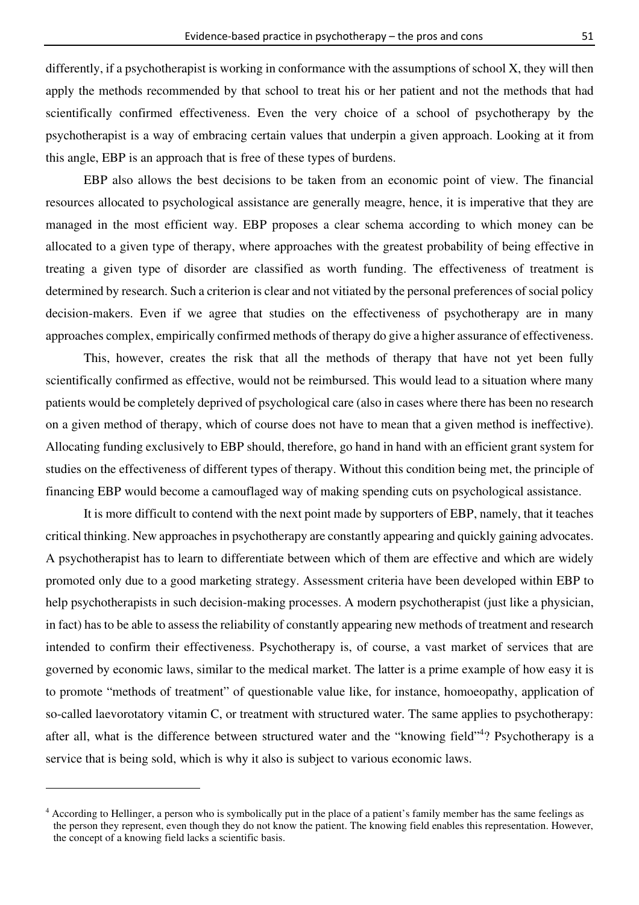differently, if a psychotherapist is working in conformance with the assumptions of school X, they will then apply the methods recommended by that school to treat his or her patient and not the methods that had scientifically confirmed effectiveness. Even the very choice of a school of psychotherapy by the psychotherapist is a way of embracing certain values that underpin a given approach. Looking at it from this angle, EBP is an approach that is free of these types of burdens.

EBP also allows the best decisions to be taken from an economic point of view. The financial resources allocated to psychological assistance are generally meagre, hence, it is imperative that they are managed in the most efficient way. EBP proposes a clear schema according to which money can be allocated to a given type of therapy, where approaches with the greatest probability of being effective in treating a given type of disorder are classified as worth funding. The effectiveness of treatment is determined by research. Such a criterion is clear and not vitiated by the personal preferences of social policy decision-makers. Even if we agree that studies on the effectiveness of psychotherapy are in many approaches complex, empirically confirmed methods of therapy do give a higher assurance of effectiveness.

This, however, creates the risk that all the methods of therapy that have not yet been fully scientifically confirmed as effective, would not be reimbursed. This would lead to a situation where many patients would be completely deprived of psychological care (also in cases where there has been no research on a given method of therapy, which of course does not have to mean that a given method is ineffective). Allocating funding exclusively to EBP should, therefore, go hand in hand with an efficient grant system for studies on the effectiveness of different types of therapy. Without this condition being met, the principle of financing EBP would become a camouflaged way of making spending cuts on psychological assistance.

It is more difficult to contend with the next point made by supporters of EBP, namely, that it teaches critical thinking. New approaches in psychotherapy are constantly appearing and quickly gaining advocates. A psychotherapist has to learn to differentiate between which of them are effective and which are widely promoted only due to a good marketing strategy. Assessment criteria have been developed within EBP to help psychotherapists in such decision-making processes. A modern psychotherapist (just like a physician, in fact) has to be able to assess the reliability of constantly appearing new methods of treatment and research intended to confirm their effectiveness. Psychotherapy is, of course, a vast market of services that are governed by economic laws, similar to the medical market. The latter is a prime example of how easy it is to promote "methods of treatment" of questionable value like, for instance, homoeopathy, application of so-called laevorotatory vitamin C, or treatment with structured water. The same applies to psychotherapy: after all, what is the difference between structured water and the "knowing field"[4]? Psychotherapy is a service that is being sold, which is why it also is subject to various economic laws.

---

[4] According to Hellinger, a person who is symbolically put in the place of a patient's family member has the same feelings as the person they represent, even though they do not know the patient. The knowing field enables this representation. However, the concept of a knowing field lacks a scientific basis.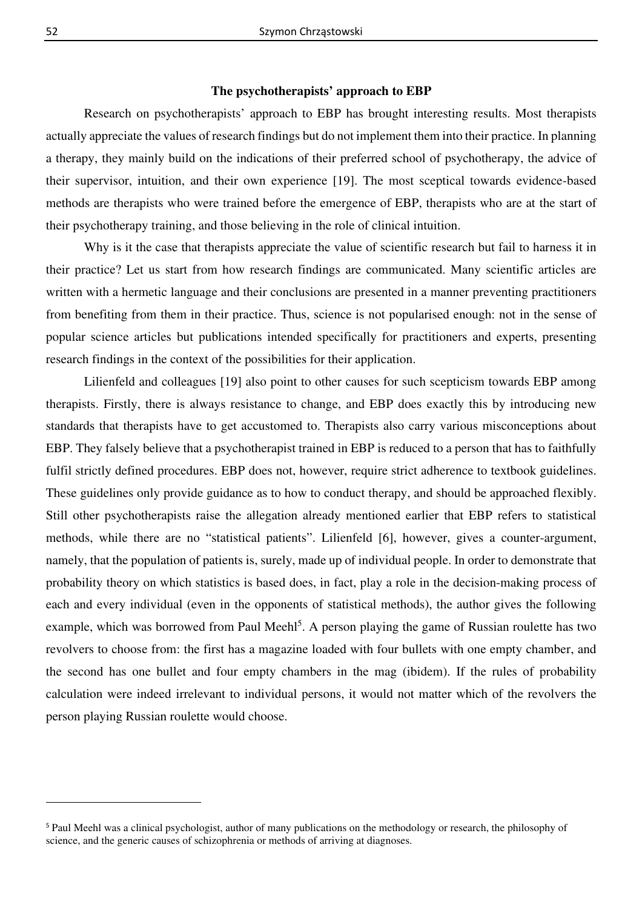### The psychotherapists' approach to EBP

Research on psychotherapists' approach to EBP has brought interesting results. Most therapists actually appreciate the values of research findings but do not implement them into their practice. In planning a therapy, they mainly build on the indications of their preferred school of psychotherapy, the advice of their supervisor, intuition, and their own experience [19]. The most sceptical towards evidence-based methods are therapists who were trained before the emergence of EBP, therapists who are at the start of their psychotherapy training, and those believing in the role of clinical intuition.

Why is it the case that therapists appreciate the value of scientific research but fail to harness it in their practice? Let us start from how research findings are communicated. Many scientific articles are written with a hermetic language and their conclusions are presented in a manner preventing practitioners from benefiting from them in their practice. Thus, science is not popularised enough: not in the sense of popular science articles but publications intended specifically for practitioners and experts, presenting research findings in the context of the possibilities for their application.

Lilienfeld and colleagues [19] also point to other causes for such scepticism towards EBP among therapists. Firstly, there is always resistance to change, and EBP does exactly this by introducing new standards that therapists have to get accustomed to. Therapists also carry various misconceptions about EBP. They falsely believe that a psychotherapist trained in EBP is reduced to a person that has to faithfully fulfil strictly defined procedures. EBP does not, however, require strict adherence to textbook guidelines. These guidelines only provide guidance as to how to conduct therapy, and should be approached flexibly. Still other psychotherapists raise the allegation already mentioned earlier that EBP refers to statistical methods, while there are no "statistical patients". Lilienfeld [6], however, gives a counter-argument, namely, that the population of patients is, surely, made up of individual people. In order to demonstrate that probability theory on which statistics is based does, in fact, play a role in the decision-making process of each and every individual (even in the opponents of statistical methods), the author gives the following example, which was borrowed from Paul Meehl[5]. A person playing the game of Russian roulette has two revolvers to choose from: the first has a magazine loaded with four bullets with one empty chamber, and the second has one bullet and four empty chambers in the mag (ibidem). If the rules of probability calculation were indeed irrelevant to individual persons, it would not matter which of the revolvers the person playing Russian roulette would choose.

---

[5] Paul Meehl was a clinical psychologist, author of many publications on the methodology or research, the philosophy of science, and the generic causes of schizophrenia or methods of arriving at diagnoses.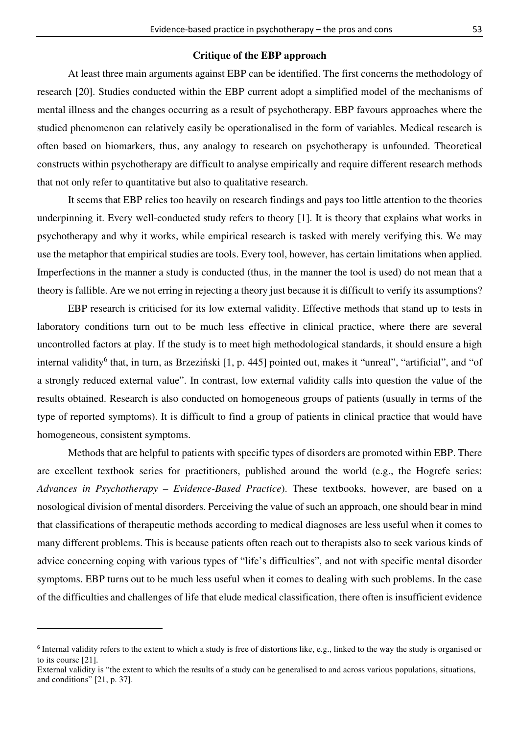## Critique of the EBP approach

At least three main arguments against EBP can be identified. The first concerns the methodology of research [20]. Studies conducted within the EBP current adopt a simplified model of the mechanisms of mental illness and the changes occurring as a result of psychotherapy. EBP favours approaches where the studied phenomenon can relatively easily be operationalised in the form of variables. Medical research is often based on biomarkers, thus, any analogy to research on psychotherapy is unfounded. Theoretical constructs within psychotherapy are difficult to analyse empirically and require different research methods that not only refer to quantitative but also to qualitative research.

It seems that EBP relies too heavily on research findings and pays too little attention to the theories underpinning it. Every well-conducted study refers to theory [1]. It is theory that explains what works in psychotherapy and why it works, while empirical research is tasked with merely verifying this. We may use the metaphor that empirical studies are tools. Every tool, however, has certain limitations when applied. Imperfections in the manner a study is conducted (thus, in the manner the tool is used) do not mean that a theory is fallible. Are we not erring in rejecting a theory just because it is difficult to verify its assumptions?

EBP research is criticised for its low external validity. Effective methods that stand up to tests in laboratory conditions turn out to be much less effective in clinical practice, where there are several uncontrolled factors at play. If the study is to meet high methodological standards, it should ensure a high internal validity[6] that, in turn, as Brzeziński [1, p. 445] pointed out, makes it "unreal", "artificial", and "of a strongly reduced external value". In contrast, low external validity calls into question the value of the results obtained. Research is also conducted on homogeneous groups of patients (usually in terms of the type of reported symptoms). It is difficult to find a group of patients in clinical practice that would have homogeneous, consistent symptoms.

Methods that are helpful to patients with specific types of disorders are promoted within EBP. There are excellent textbook series for practitioners, published around the world (e.g., the Hogrefe series: *Advances in Psychotherapy – Evidence-Based Practice*). These textbooks, however, are based on a nosological division of mental disorders. Perceiving the value of such an approach, one should bear in mind that classifications of therapeutic methods according to medical diagnoses are less useful when it comes to many different problems. This is because patients often reach out to therapists also to seek various kinds of advice concerning coping with various types of "life's difficulties", and not with specific mental disorder symptoms. EBP turns out to be much less useful when it comes to dealing with such problems. In the case of the difficulties and challenges of life that elude medical classification, there often is insufficient evidence

---

[6] Internal validity refers to the extent to which a study is free of distortions like, e.g., linked to the way the study is organised or to its course [21].
External validity is "the extent to which the results of a study can be generalised to and across various populations, situations, and conditions" [21, p. 37].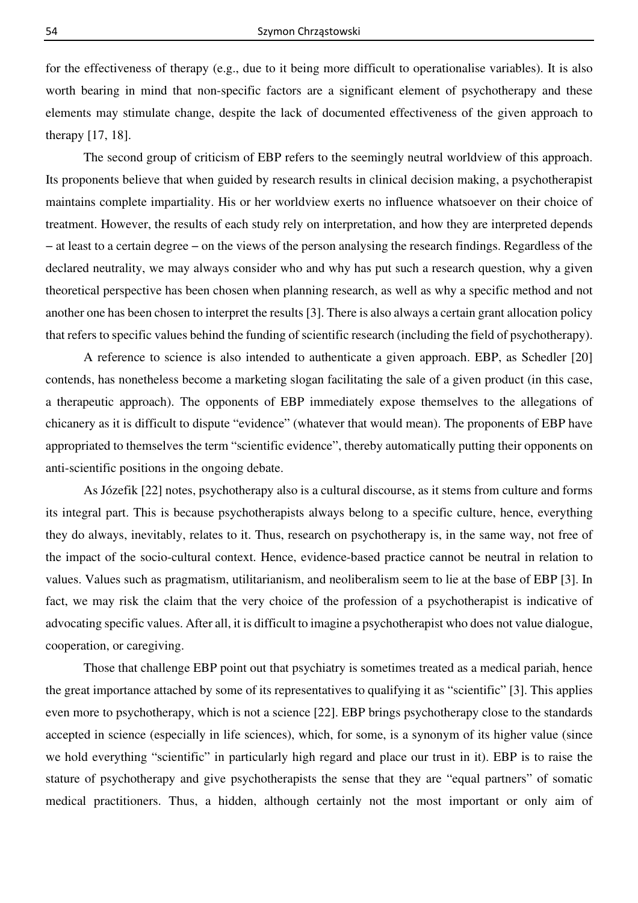for the effectiveness of therapy (e.g., due to it being more difficult to operationalise variables). It is also worth bearing in mind that non-specific factors are a significant element of psychotherapy and these elements may stimulate change, despite the lack of documented effectiveness of the given approach to therapy [17, 18].

The second group of criticism of EBP refers to the seemingly neutral worldview of this approach. Its proponents believe that when guided by research results in clinical decision making, a psychotherapist maintains complete impartiality. His or her worldview exerts no influence whatsoever on their choice of treatment. However, the results of each study rely on interpretation, and how they are interpreted depends – at least to a certain degree – on the views of the person analysing the research findings. Regardless of the declared neutrality, we may always consider who and why has put such a research question, why a given theoretical perspective has been chosen when planning research, as well as why a specific method and not another one has been chosen to interpret the results [3]. There is also always a certain grant allocation policy that refers to specific values behind the funding of scientific research (including the field of psychotherapy).

A reference to science is also intended to authenticate a given approach. EBP, as Schedler [20] contends, has nonetheless become a marketing slogan facilitating the sale of a given product (in this case, a therapeutic approach). The opponents of EBP immediately expose themselves to the allegations of chicanery as it is difficult to dispute "evidence" (whatever that would mean). The proponents of EBP have appropriated to themselves the term "scientific evidence", thereby automatically putting their opponents on anti-scientific positions in the ongoing debate.

As Józefik [22] notes, psychotherapy also is a cultural discourse, as it stems from culture and forms its integral part. This is because psychotherapists always belong to a specific culture, hence, everything they do always, inevitably, relates to it. Thus, research on psychotherapy is, in the same way, not free of the impact of the socio-cultural context. Hence, evidence-based practice cannot be neutral in relation to values. Values such as pragmatism, utilitarianism, and neoliberalism seem to lie at the base of EBP [3]. In fact, we may risk the claim that the very choice of the profession of a psychotherapist is indicative of advocating specific values. After all, it is difficult to imagine a psychotherapist who does not value dialogue, cooperation, or caregiving.

Those that challenge EBP point out that psychiatry is sometimes treated as a medical pariah, hence the great importance attached by some of its representatives to qualifying it as "scientific" [3]. This applies even more to psychotherapy, which is not a science [22]. EBP brings psychotherapy close to the standards accepted in science (especially in life sciences), which, for some, is a synonym of its higher value (since we hold everything "scientific" in particularly high regard and place our trust in it). EBP is to raise the stature of psychotherapy and give psychotherapists the sense that they are "equal partners" of somatic medical practitioners. Thus, a hidden, although certainly not the most important or only aim of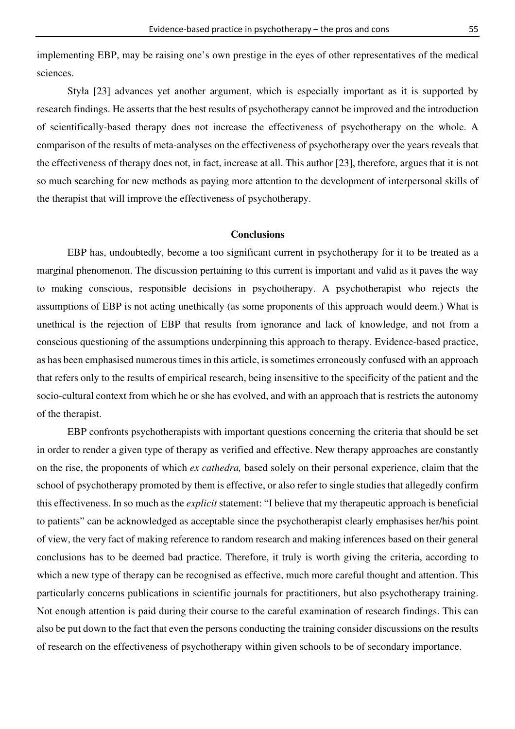implementing EBP, may be raising one's own prestige in the eyes of other representatives of the medical sciences.

Styła [23] advances yet another argument, which is especially important as it is supported by research findings. He asserts that the best results of psychotherapy cannot be improved and the introduction of scientifically-based therapy does not increase the effectiveness of psychotherapy on the whole. A comparison of the results of meta-analyses on the effectiveness of psychotherapy over the years reveals that the effectiveness of therapy does not, in fact, increase at all. This author [23], therefore, argues that it is not so much searching for new methods as paying more attention to the development of interpersonal skills of the therapist that will improve the effectiveness of psychotherapy.

## Conclusions

EBP has, undoubtedly, become a too significant current in psychotherapy for it to be treated as a marginal phenomenon. The discussion pertaining to this current is important and valid as it paves the way to making conscious, responsible decisions in psychotherapy. A psychotherapist who rejects the assumptions of EBP is not acting unethically (as some proponents of this approach would deem.) What is unethical is the rejection of EBP that results from ignorance and lack of knowledge, and not from a conscious questioning of the assumptions underpinning this approach to therapy. Evidence-based practice, as has been emphasised numerous times in this article, is sometimes erroneously confused with an approach that refers only to the results of empirical research, being insensitive to the specificity of the patient and the socio-cultural context from which he or she has evolved, and with an approach that is restricts the autonomy of the therapist.

EBP confronts psychotherapists with important questions concerning the criteria that should be set in order to render a given type of therapy as verified and effective. New therapy approaches are constantly on the rise, the proponents of which *ex cathedra,* based solely on their personal experience, claim that the school of psychotherapy promoted by them is effective, or also refer to single studies that allegedly confirm this effectiveness. In so much as the *explicit* statement: "I believe that my therapeutic approach is beneficial to patients" can be acknowledged as acceptable since the psychotherapist clearly emphasises her/his point of view, the very fact of making reference to random research and making inferences based on their general conclusions has to be deemed bad practice. Therefore, it truly is worth giving the criteria, according to which a new type of therapy can be recognised as effective, much more careful thought and attention. This particularly concerns publications in scientific journals for practitioners, but also psychotherapy training. Not enough attention is paid during their course to the careful examination of research findings. This can also be put down to the fact that even the persons conducting the training consider discussions on the results of research on the effectiveness of psychotherapy within given schools to be of secondary importance.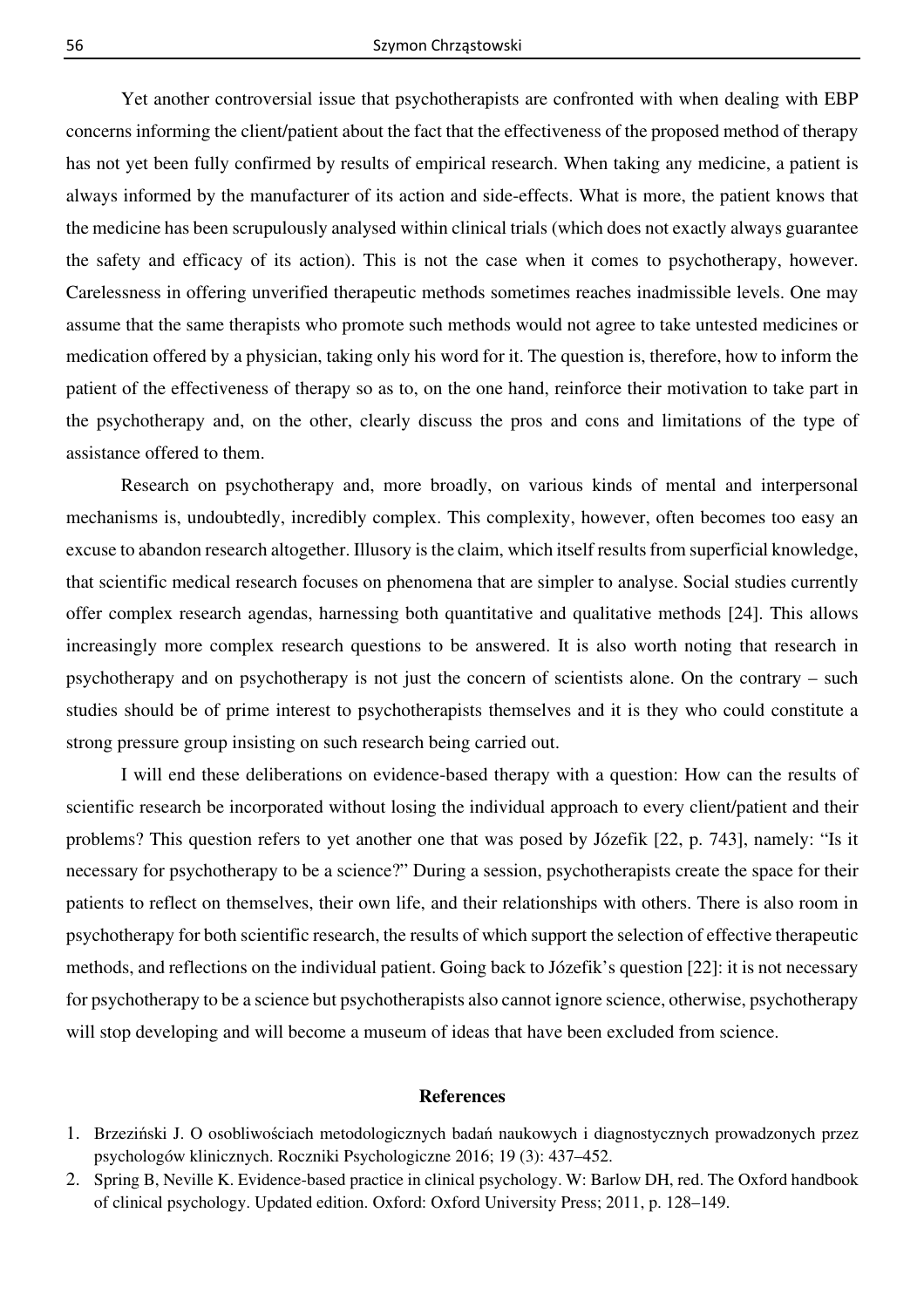Yet another controversial issue that psychotherapists are confronted with when dealing with EBP concerns informing the client/patient about the fact that the effectiveness of the proposed method of therapy has not yet been fully confirmed by results of empirical research. When taking any medicine, a patient is always informed by the manufacturer of its action and side-effects. What is more, the patient knows that the medicine has been scrupulously analysed within clinical trials (which does not exactly always guarantee the safety and efficacy of its action). This is not the case when it comes to psychotherapy, however. Carelessness in offering unverified therapeutic methods sometimes reaches inadmissible levels. One may assume that the same therapists who promote such methods would not agree to take untested medicines or medication offered by a physician, taking only his word for it. The question is, therefore, how to inform the patient of the effectiveness of therapy so as to, on the one hand, reinforce their motivation to take part in the psychotherapy and, on the other, clearly discuss the pros and cons and limitations of the type of assistance offered to them.

Research on psychotherapy and, more broadly, on various kinds of mental and interpersonal mechanisms is, undoubtedly, incredibly complex. This complexity, however, often becomes too easy an excuse to abandon research altogether. Illusory is the claim, which itself results from superficial knowledge, that scientific medical research focuses on phenomena that are simpler to analyse. Social studies currently offer complex research agendas, harnessing both quantitative and qualitative methods [24]. This allows increasingly more complex research questions to be answered. It is also worth noting that research in psychotherapy and on psychotherapy is not just the concern of scientists alone. On the contrary – such studies should be of prime interest to psychotherapists themselves and it is they who could constitute a strong pressure group insisting on such research being carried out.

I will end these deliberations on evidence-based therapy with a question: How can the results of scientific research be incorporated without losing the individual approach to every client/patient and their problems? This question refers to yet another one that was posed by Józefik [22, p. 743], namely: "Is it necessary for psychotherapy to be a science?" During a session, psychotherapists create the space for their patients to reflect on themselves, their own life, and their relationships with others. There is also room in psychotherapy for both scientific research, the results of which support the selection of effective therapeutic methods, and reflections on the individual patient. Going back to Józefik's question [22]: it is not necessary for psychotherapy to be a science but psychotherapists also cannot ignore science, otherwise, psychotherapy will stop developing and will become a museum of ideas that have been excluded from science.

## References

1. Brzeziński J. O osobliwościach metodologicznych badań naukowych i diagnostycznych prowadzonych przez psychologów klinicznych. Roczniki Psychologiczne 2016; 19 (3): 437–452.
2. Spring B, Neville K. Evidence-based practice in clinical psychology. W: Barlow DH, red. The Oxford handbook of clinical psychology. Updated edition. Oxford: Oxford University Press; 2011, p. 128–149.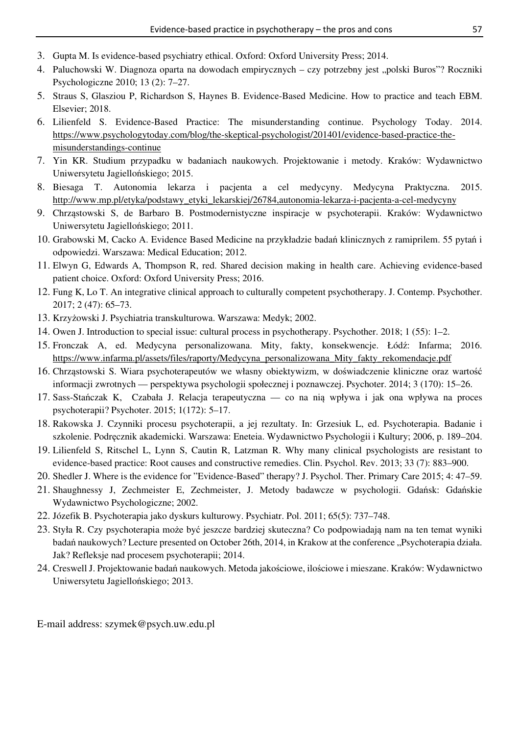3. Gupta M. Is evidence-based psychiatry ethical. Oxford: Oxford University Press; 2014.
4. Paluchowski W. Diagnoza oparta na dowodach empirycznych – czy potrzebny jest „polski Buros"? Roczniki Psychologiczne 2010; 13 (2): 7–27.
5. Straus S, Glasziou P, Richardson S, Haynes B. Evidence-Based Medicine. How to practice and teach EBM. Elsevier; 2018.
6. Lilienfeld S. Evidence-Based Practice: The misunderstanding continue. Psychology Today. 2014. https://www.psychologytoday.com/blog/the-skeptical-psychologist/201401/evidence-based-practice-the-misunderstandings-continue
7. Yin KR. Studium przypadku w badaniach naukowych. Projektowanie i metody. Kraków: Wydawnictwo Uniwersytetu Jagiellońskiego; 2015.
8. Biesaga T. Autonomia lekarza i pacjenta a cel medycyny. Medycyna Praktyczna. 2015. http://www.mp.pl/etyka/podstawy_etyki_lekarskiej/26784,autonomia-lekarza-i-pacjenta-a-cel-medycyny
9. Chrząstowski S, de Barbaro B. Postmodernistyczne inspiracje w psychoterapii. Kraków: Wydawnictwo Uniwersytetu Jagiellońskiego; 2011.
10. Grabowski M, Cacko A. Evidence Based Medicine na przykładzie badań klinicznych z ramiprilem. 55 pytań i odpowiedzi. Warszawa: Medical Education; 2012.
11. Elwyn G, Edwards A, Thompson R, red. Shared decision making in health care. Achieving evidence-based patient choice. Oxford: Oxford University Press; 2016.
12. Fung K, Lo T. An integrative clinical approach to culturally competent psychotherapy. J. Contemp. Psychother. 2017; 2 (47): 65–73.
13. Krzyżowski J. Psychiatria transkulturowa. Warszawa: Medyk; 2002.
14. Owen J. Introduction to special issue: cultural process in psychotherapy. Psychother. 2018; 1 (55): 1–2.
15. Fronczak A, ed. Medycyna personalizowana. Mity, fakty, konsekwencje. Łódź: Infarma; 2016. https://www.infarma.pl/assets/files/raporty/Medycyna_personalizowana_Mity_fakty_rekomendacje.pdf
16. Chrząstowski S. Wiara psychoterapeutów we własny obiektywizm, w doświadczenie kliniczne oraz wartość informacji zwrotnych — perspektywa psychologii społecznej i poznawczej. Psychoter. 2014; 3 (170): 15–26.
17. Sass-Stańczak K, Czabała J. Relacja terapeutyczna — co na nią wpływa i jak ona wpływa na proces psychoterapii? Psychoter. 2015; 1(172): 5–17.
18. Rakowska J. Czynniki procesu psychoterapii, a jej rezultaty. In: Grzesiuk L, ed. Psychoterapia. Badanie i szkolenie. Podręcznik akademicki. Warszawa: Eneteia. Wydawnictwo Psychologii i Kultury; 2006, p. 189–204.
19. Lilienfeld S, Ritschel L, Lynn S, Cautin R, Latzman R. Why many clinical psychologists are resistant to evidence-based practice: Root causes and constructive remedies. Clin. Psychol. Rev. 2013; 33 (7): 883–900.
20. Shedler J. Where is the evidence for "Evidence-Based" therapy? J. Psychol. Ther. Primary Care 2015; 4: 47–59.
21. Shaughnessy J, Zechmeister E, Zechmeister, J. Metody badawcze w psychologii. Gdańsk: Gdańskie Wydawnictwo Psychologiczne; 2002.
22. Józefik B. Psychoterapia jako dyskurs kulturowy. Psychiatr. Pol. 2011; 65(5): 737–748.
23. Styła R. Czy psychoterapia może być jeszcze bardziej skuteczna? Co podpowiadają nam na ten temat wyniki badań naukowych? Lecture presented on October 26th, 2014, in Krakow at the conference „Psychoterapia działa. Jak? Refleksje nad procesem psychoterapii; 2014.
24. Creswell J. Projektowanie badań naukowych. Metoda jakościowe, ilościowe i mieszane. Kraków: Wydawnictwo Uniwersytetu Jagiellońskiego; 2013.

E-mail address: szymek@psych.uw.edu.pl